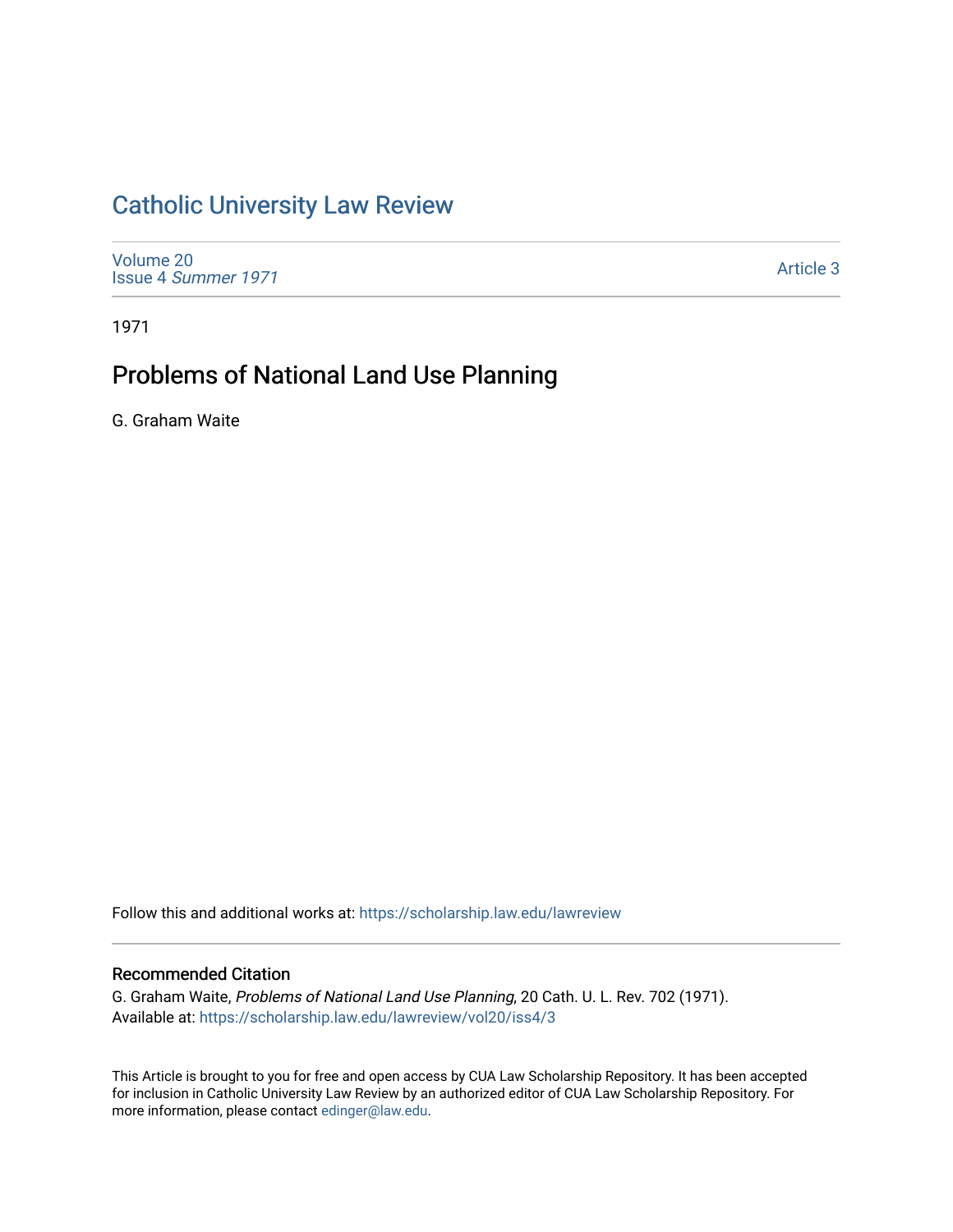# Catholic University Law Review

Volume 20
Issue 4 *Summer 1971*

Article 3

1971

## Problems of National Land Use Planning

G. Graham Waite

Follow this and additional works at: https://scholarship.law.edu/lawreview

### Recommended Citation

G. Graham Waite, *Problems of National Land Use Planning*, 20 Cath. U. L. Rev. 702 (1971).
Available at: https://scholarship.law.edu/lawreview/vol20/iss4/3

This Article is brought to you for free and open access by CUA Law Scholarship Repository. It has been accepted for inclusion in Catholic University Law Review by an authorized editor of CUA Law Scholarship Repository. For more information, please contact edinger@law.edu.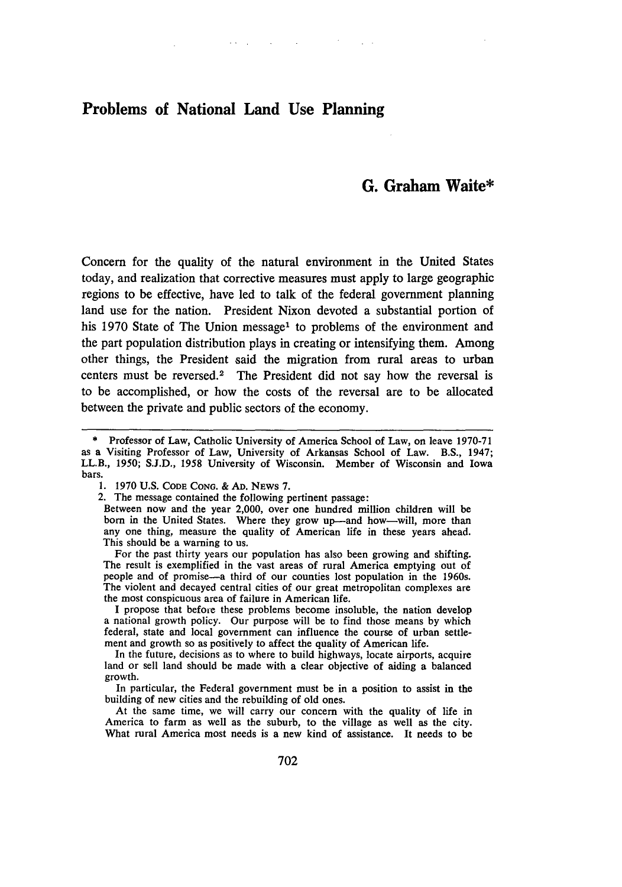# Problems of National Land Use Planning

## G. Graham Waite*

Concern for the quality of the natural environment in the United States today, and realization that corrective measures must apply to large geographic regions to be effective, have led to talk of the federal government planning land use for the nation. President Nixon devoted a substantial portion of his 1970 State of The Union message[1] to problems of the environment and the part population distribution plays in creating or intensifying them. Among other things, the President said the migration from rural areas to urban centers must be reversed.[2] The President did not say how the reversal is to be accomplished, or how the costs of the reversal are to be allocated between the private and public sectors of the economy.

---

\* Professor of Law, Catholic University of America School of Law, on leave 1970-71 as a Visiting Professor of Law, University of Arkansas School of Law. B.S., 1947; LL.B., 1950; S.J.D., 1958 University of Wisconsin. Member of Wisconsin and Iowa bars.

1. 1970 U.S. CODE CONG. & AD. NEWS 7.

2. The message contained the following pertinent passage:

Between now and the year 2,000, over one hundred million children will be born in the United States. Where they grow up—and how—will, more than any one thing, measure the quality of American life in these years ahead. This should be a warning to us.

For the past thirty years our population has also been growing and shifting. The result is exemplified in the vast areas of rural America emptying out of people and of promise—a third of our counties lost population in the 1960s. The violent and decayed central cities of our great metropolitan complexes are the most conspicuous area of failure in American life.

I propose that before these problems become insoluble, the nation develop a national growth policy. Our purpose will be to find those means by which federal, state and local government can influence the course of urban settlement and growth so as positively to affect the quality of American life.

In the future, decisions as to where to build highways, locate airports, acquire land or sell land should be made with a clear objective of aiding a balanced growth.

In particular, the Federal government must be in a position to assist in the building of new cities and the rebuilding of old ones.

At the same time, we will carry our concern with the quality of life in America to farm as well as the suburb, to the village as well as the city. What rural America most needs is a new kind of assistance. It needs to be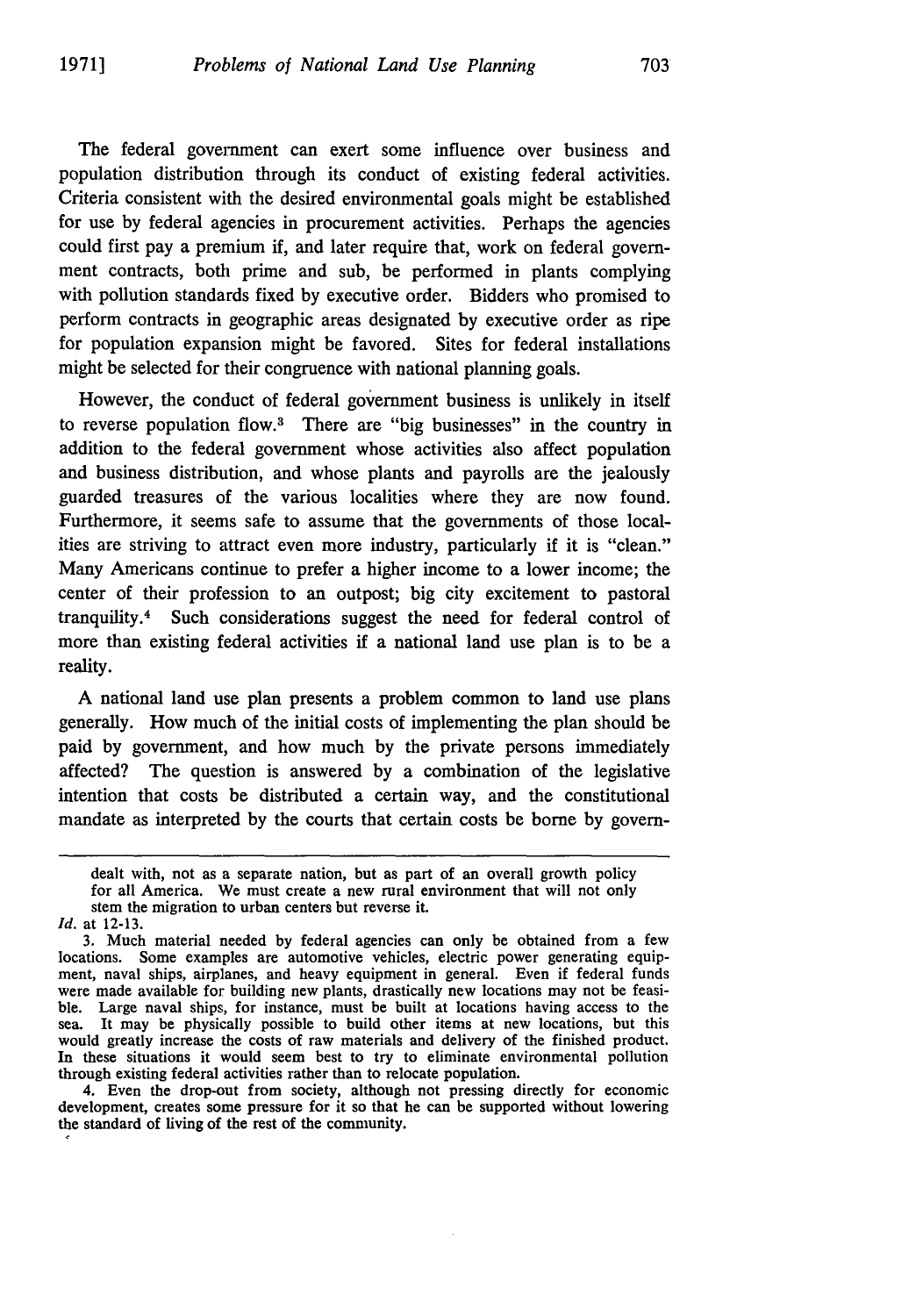The federal government can exert some influence over business and population distribution through its conduct of existing federal activities. Criteria consistent with the desired environmental goals might be established for use by federal agencies in procurement activities. Perhaps the agencies could first pay a premium if, and later require that, work on federal government contracts, both prime and sub, be performed in plants complying with pollution standards fixed by executive order. Bidders who promised to perform contracts in geographic areas designated by executive order as ripe for population expansion might be favored. Sites for federal installations might be selected for their congruence with national planning goals.

However, the conduct of federal government business is unlikely in itself to reverse population flow.[3] There are "big businesses" in the country in addition to the federal government whose activities also affect population and business distribution, and whose plants and payrolls are the jealously guarded treasures of the various localities where they are now found. Furthermore, it seems safe to assume that the governments of those localities are striving to attract even more industry, particularly if it is "clean." Many Americans continue to prefer a higher income to a lower income; the center of their profession to an outpost; big city excitement to pastoral tranquility.[4] Such considerations suggest the need for federal control of more than existing federal activities if a national land use plan is to be a reality.

A national land use plan presents a problem common to land use plans generally. How much of the initial costs of implementing the plan should be paid by government, and how much by the private persons immediately affected? The question is answered by a combination of the legislative intention that costs be distributed a certain way, and the constitutional mandate as interpreted by the courts that certain costs be borne by govern-

---

dealt with, not as a separate nation, but as part of an overall growth policy for all America. We must create a new rural environment that will not only stem the migration to urban centers but reverse it.

*Id.* at 12-13.

3. Much material needed by federal agencies can only be obtained from a few locations. Some examples are automotive vehicles, electric power generating equipment, naval ships, airplanes, and heavy equipment in general. Even if federal funds were made available for building new plants, drastically new locations may not be feasible. Large naval ships, for instance, must be built at locations having access to the sea. It may be physically possible to build other items at new locations, but this would greatly increase the costs of raw materials and delivery of the finished product. In these situations it would seem best to try to eliminate environmental pollution through existing federal activities rather than to relocate population.

4. Even the drop-out from society, although not pressing directly for economic development, creates some pressure for it so that he can be supported without lowering the standard of living of the rest of the community.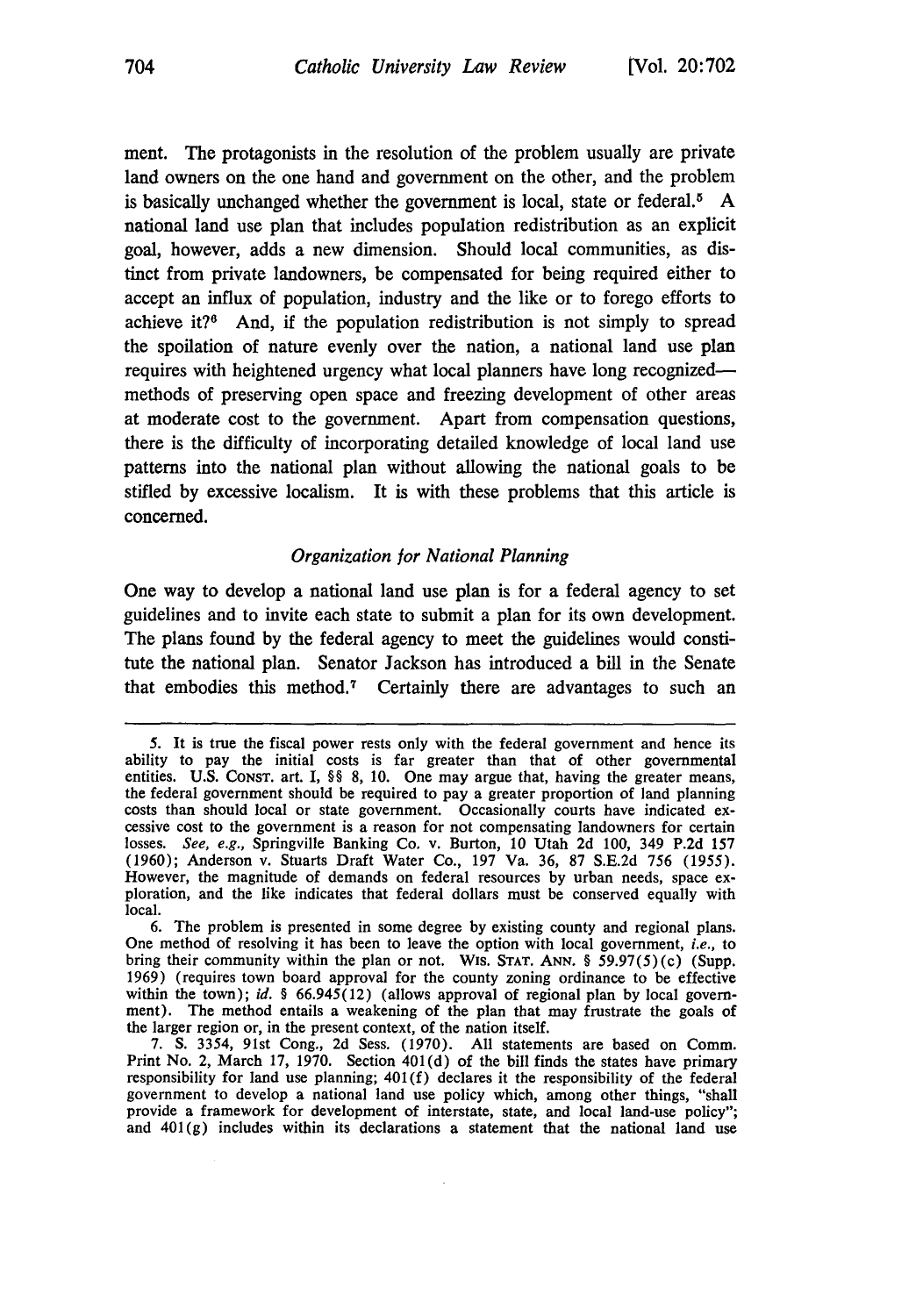ment. The protagonists in the resolution of the problem usually are private land owners on the one hand and government on the other, and the problem is basically unchanged whether the government is local, state or federal.[5] A national land use plan that includes population redistribution as an explicit goal, however, adds a new dimension. Should local communities, as distinct from private landowners, be compensated for being required either to accept an influx of population, industry and the like or to forego efforts to achieve it?[6] And, if the population redistribution is not simply to spread the spoilation of nature evenly over the nation, a national land use plan requires with heightened urgency what local planners have long recognized—methods of preserving open space and freezing development of other areas at moderate cost to the government. Apart from compensation questions, there is the difficulty of incorporating detailed knowledge of local land use patterns into the national plan without allowing the national goals to be stifled by excessive localism. It is with these problems that this article is concerned.

### *Organization for National Planning*

One way to develop a national land use plan is for a federal agency to set guidelines and to invite each state to submit a plan for its own development. The plans found by the federal agency to meet the guidelines would constitute the national plan. Senator Jackson has introduced a bill in the Senate that embodies this method.[7] Certainly there are advantages to such an

---

5. It is true the fiscal power rests only with the federal government and hence its ability to pay the initial costs is far greater than that of other governmental entities. U.S. CONST. art. I, §§ 8, 10. One may argue that, having the greater means, the federal government should be required to pay a greater proportion of land planning costs than should local or state government. Occasionally courts have indicated excessive cost to the government is a reason for not compensating landowners for certain losses. *See, e.g.*, Springville Banking Co. v. Burton, 10 Utah 2d 100, 349 P.2d 157 (1960); Anderson v. Stuarts Draft Water Co., 197 Va. 36, 87 S.E.2d 756 (1955). However, the magnitude of demands on federal resources by urban needs, space exploration, and the like indicates that federal dollars must be conserved equally with local.

6. The problem is presented in some degree by existing county and regional plans. One method of resolving it has been to leave the option with local government, *i.e.*, to bring their community within the plan or not. WIS. STAT. ANN. § 59.97(5)(c) (Supp. 1969) (requires town board approval for the county zoning ordinance to be effective within the town); *id.* § 66.945(12) (allows approval of regional plan by local government). The method entails a weakening of the plan that may frustrate the goals of the larger region or, in the present context, of the nation itself.

7. S. 3354, 91st Cong., 2d Sess. (1970). All statements are based on Comm. Print No. 2, March 17, 1970. Section 401(d) of the bill finds the states have primary responsibility for land use planning; 401(f) declares it the responsibility of the federal government to develop a national land use policy which, among other things, "shall provide a framework for development of interstate, state, and local land-use policy"; and 401(g) includes within its declarations a statement that the national land use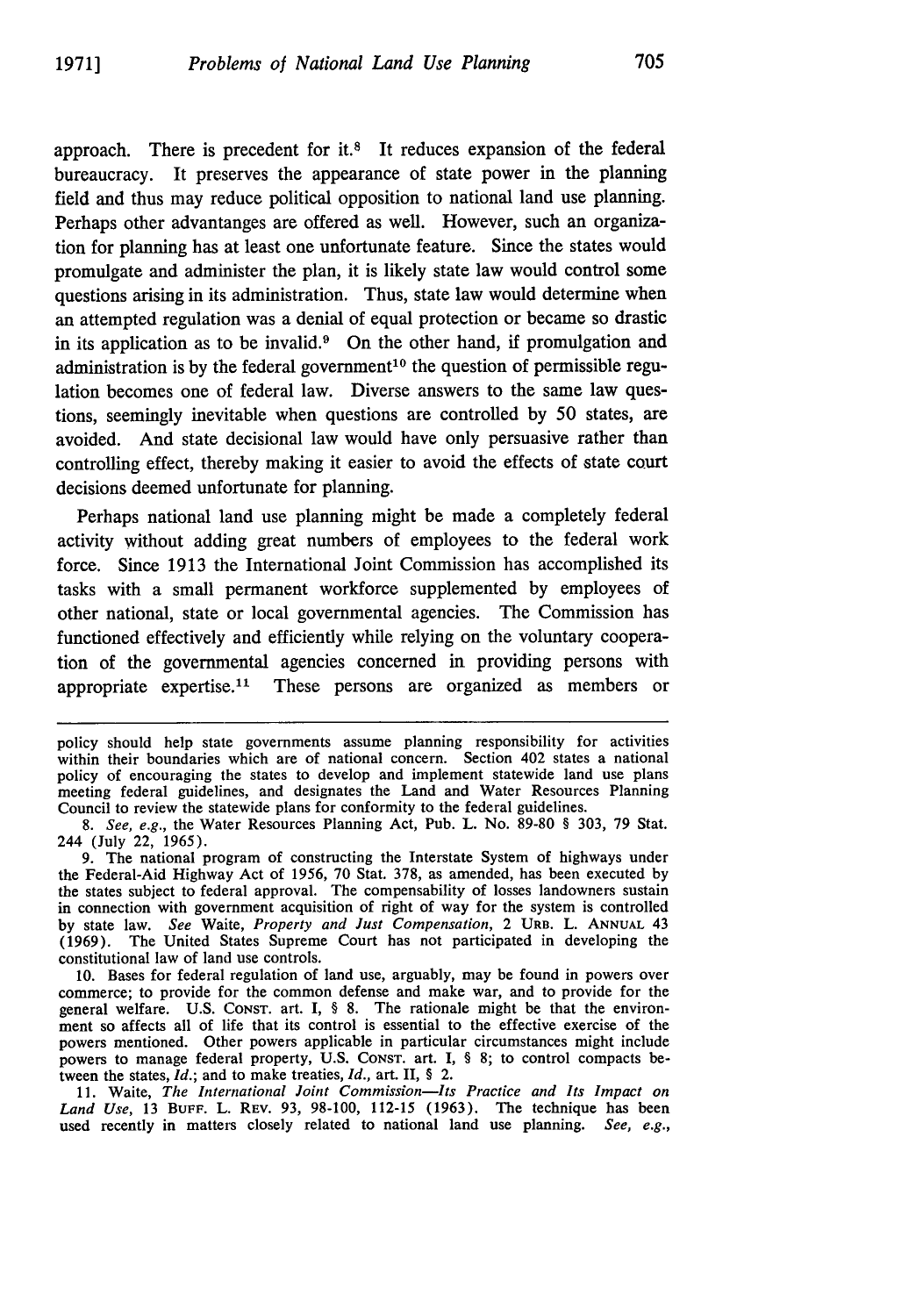approach. There is precedent for it.[8] It reduces expansion of the federal bureaucracy. It preserves the appearance of state power in the planning field and thus may reduce political opposition to national land use planning. Perhaps other advantanges are offered as well. However, such an organization for planning has at least one unfortunate feature. Since the states would promulgate and administer the plan, it is likely state law would control some questions arising in its administration. Thus, state law would determine when an attempted regulation was a denial of equal protection or became so drastic in its application as to be invalid.[9] On the other hand, if promulgation and administration is by the federal government[10] the question of permissible regulation becomes one of federal law. Diverse answers to the same law questions, seemingly inevitable when questions are controlled by 50 states, are avoided. And state decisional law would have only persuasive rather than controlling effect, thereby making it easier to avoid the effects of state court decisions deemed unfortunate for planning.

Perhaps national land use planning might be made a completely federal activity without adding great numbers of employees to the federal work force. Since 1913 the International Joint Commission has accomplished its tasks with a small permanent workforce supplemented by employees of other national, state or local governmental agencies. The Commission has functioned effectively and efficiently while relying on the voluntary cooperation of the governmental agencies concerned in providing persons with appropriate expertise.[11] These persons are organized as members or

---

policy should help state governments assume planning responsibility for activities within their boundaries which are of national concern. Section 402 states a national policy of encouraging the states to develop and implement statewide land use plans meeting federal guidelines, and designates the Land and Water Resources Planning Council to review the statewide plans for conformity to the federal guidelines.

8. *See, e.g.*, the Water Resources Planning Act, Pub. L. No. 89-80 § 303, 79 Stat. 244 (July 22, 1965).

9. The national program of constructing the Interstate System of highways under the Federal-Aid Highway Act of 1956, 70 Stat. 378, as amended, has been executed by the states subject to federal approval. The compensability of losses landowners sustain in connection with government acquisition of right of way for the system is controlled by state law. *See* Waite, *Property and Just Compensation*, 2 URB. L. ANNUAL 43 (1969). The United States Supreme Court has not participated in developing the constitutional law of land use controls.

10. Bases for federal regulation of land use, arguably, may be found in powers over commerce; to provide for the common defense and make war, and to provide for the general welfare. U.S. CONST. art. I, § 8. The rationale might be that the environment so affects all of life that its control is essential to the effective exercise of the powers mentioned. Other powers applicable in particular circumstances might include powers to manage federal property, U.S. CONST. art. I, § 8; to control compacts between the states, *Id.*; and to make treaties, *Id.*, art. II, § 2.

11. Waite, *The International Joint Commission—Its Practice and Its Impact on Land Use*, 13 BUFF. L. REV. 93, 98-100, 112-15 (1963). The technique has been used recently in matters closely related to national land use planning. *See, e.g.*,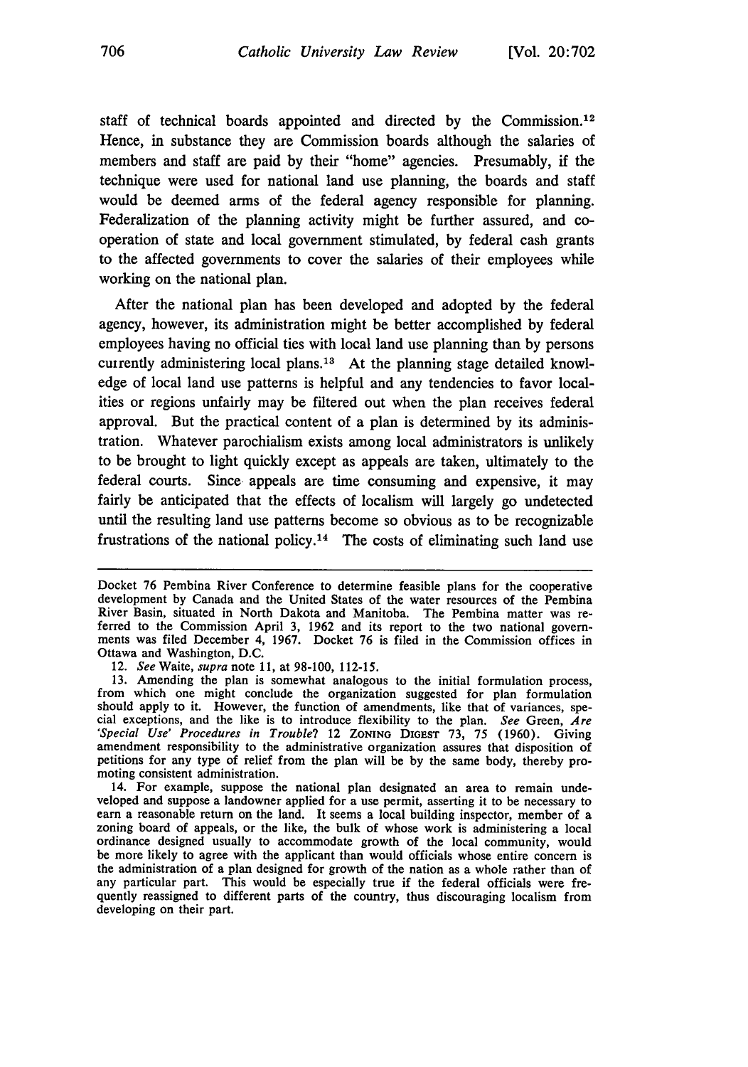staff of technical boards appointed and directed by the Commission.[12] Hence, in substance they are Commission boards although the salaries of members and staff are paid by their "home" agencies. Presumably, if the technique were used for national land use planning, the boards and staff would be deemed arms of the federal agency responsible for planning. Federalization of the planning activity might be further assured, and cooperation of state and local government stimulated, by federal cash grants to the affected governments to cover the salaries of their employees while working on the national plan.

After the national plan has been developed and adopted by the federal agency, however, its administration might be better accomplished by federal employees having no official ties with local land use planning than by persons currently administering local plans.[13] At the planning stage detailed knowledge of local land use patterns is helpful and any tendencies to favor localities or regions unfairly may be filtered out when the plan receives federal approval. But the practical content of a plan is determined by its administration. Whatever parochialism exists among local administrators is unlikely to be brought to light quickly except as appeals are taken, ultimately to the federal courts. Since appeals are time consuming and expensive, it may fairly be anticipated that the effects of localism will largely go undetected until the resulting land use patterns become so obvious as to be recognizable frustrations of the national policy.[14] The costs of eliminating such land use

---

Docket 76 Pembina River Conference to determine feasible plans for the cooperative development by Canada and the United States of the water resources of the Pembina River Basin, situated in North Dakota and Manitoba. The Pembina matter was referred to the Commission April 3, 1962 and its report to the two national governments was filed December 4, 1967. Docket 76 is filed in the Commission offices in Ottawa and Washington, D.C.

12. *See* Waite, *supra* note 11, at 98-100, 112-15.

13. Amending the plan is somewhat analogous to the initial formulation process, from which one might conclude the organization suggested for plan formulation should apply to it. However, the function of amendments, like that of variances, special exceptions, and the like is to introduce flexibility to the plan. *See* Green, *Are 'Special Use' Procedures in Trouble?* 12 ZONING DIGEST 73, 75 (1960). Giving amendment responsibility to the administrative organization assures that disposition of petitions for any type of relief from the plan will be by the same body, thereby promoting consistent administration.

14. For example, suppose the national plan designated an area to remain undeveloped and suppose a landowner applied for a use permit, asserting it to be necessary to earn a reasonable return on the land. It seems a local building inspector, member of a zoning board of appeals, or the like, the bulk of whose work is administering a local ordinance designed usually to accommodate growth of the local community, would be more likely to agree with the applicant than would officials whose entire concern is the administration of a plan designed for growth of the nation as a whole rather than of any particular part. This would be especially true if the federal officials were frequently reassigned to different parts of the country, thus discouraging localism from developing on their part.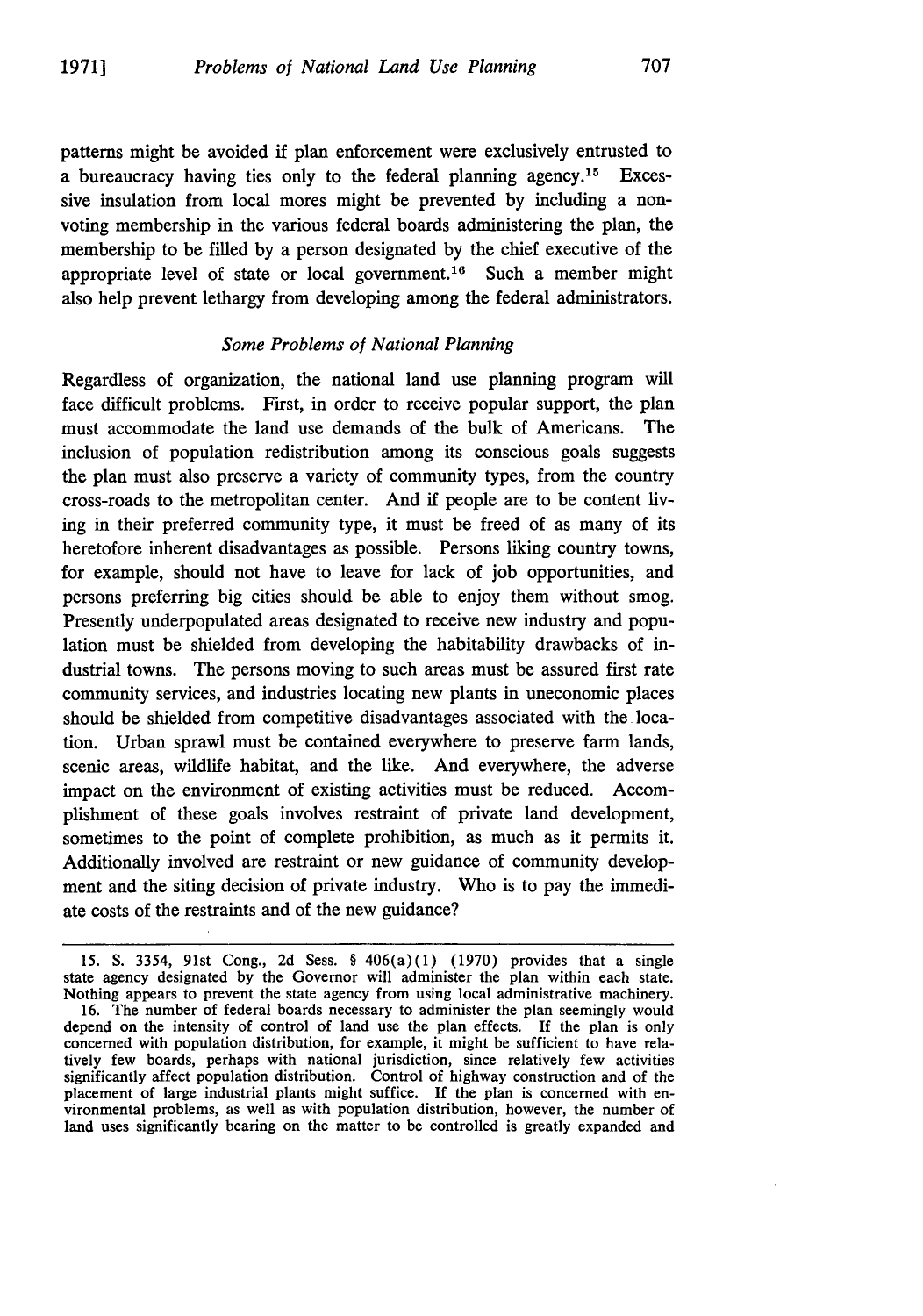patterns might be avoided if plan enforcement were exclusively entrusted to a bureaucracy having ties only to the federal planning agency.[15] Excessive insulation from local mores might be prevented by including a nonvoting membership in the various federal boards administering the plan, the membership to be filled by a person designated by the chief executive of the appropriate level of state or local government.[16] Such a member might also help prevent lethargy from developing among the federal administrators.

### *Some Problems of National Planning*

Regardless of organization, the national land use planning program will face difficult problems. First, in order to receive popular support, the plan must accommodate the land use demands of the bulk of Americans. The inclusion of population redistribution among its conscious goals suggests the plan must also preserve a variety of community types, from the country cross-roads to the metropolitan center. And if people are to be content living in their preferred community type, it must be freed of as many of its heretofore inherent disadvantages as possible. Persons liking country towns, for example, should not have to leave for lack of job opportunities, and persons preferring big cities should be able to enjoy them without smog. Presently underpopulated areas designated to receive new industry and population must be shielded from developing the habitability drawbacks of industrial towns. The persons moving to such areas must be assured first rate community services, and industries locating new plants in uneconomic places should be shielded from competitive disadvantages associated with the location. Urban sprawl must be contained everywhere to preserve farm lands, scenic areas, wildlife habitat, and the like. And everywhere, the adverse impact on the environment of existing activities must be reduced. Accomplishment of these goals involves restraint of private land development, sometimes to the point of complete prohibition, as much as it permits it. Additionally involved are restraint or new guidance of community development and the siting decision of private industry. Who is to pay the immediate costs of the restraints and of the new guidance?

---

15. S. 3354, 91st Cong., 2d Sess. § 406(a)(1) (1970) provides that a single state agency designated by the Governor will administer the plan within each state. Nothing appears to prevent the state agency from using local administrative machinery.

16. The number of federal boards necessary to administer the plan seemingly would depend on the intensity of control of land use the plan effects. If the plan is only concerned with population distribution, for example, it might be sufficient to have relatively few boards, perhaps with national jurisdiction, since relatively few activities significantly affect population distribution. Control of highway construction and of the placement of large industrial plants might suffice. If the plan is concerned with environmental problems, as well as with population distribution, however, the number of land uses significantly bearing on the matter to be controlled is greatly expanded and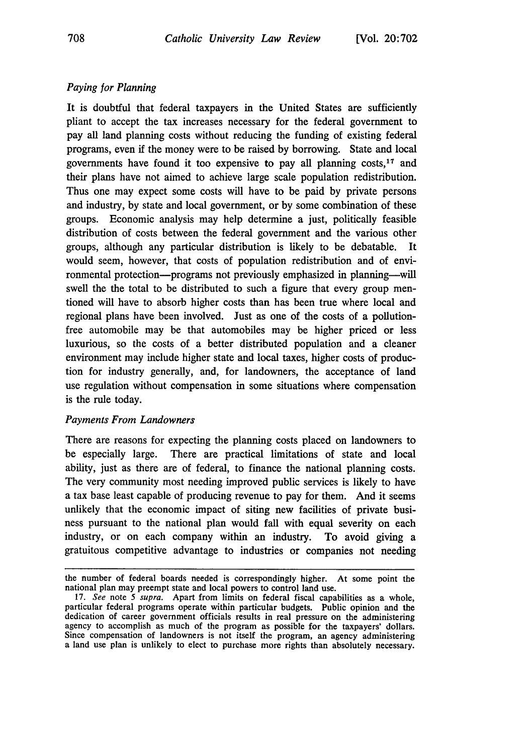### *Paying for Planning*

It is doubtful that federal taxpayers in the United States are sufficiently pliant to accept the tax increases necessary for the federal government to pay all land planning costs without reducing the funding of existing federal programs, even if the money were to be raised by borrowing. State and local governments have found it too expensive to pay all planning costs,[17] and their plans have not aimed to achieve large scale population redistribution. Thus one may expect some costs will have to be paid by private persons and industry, by state and local government, or by some combination of these groups. Economic analysis may help determine a just, politically feasible distribution of costs between the federal government and the various other groups, although any particular distribution is likely to be debatable. It would seem, however, that costs of population redistribution and of environmental protection—programs not previously emphasized in planning—will swell the the total to be distributed to such a figure that every group mentioned will have to absorb higher costs than has been true where local and regional plans have been involved. Just as one of the costs of a pollution-free automobile may be that automobiles may be higher priced or less luxurious, so the costs of a better distributed population and a cleaner environment may include higher state and local taxes, higher costs of production for industry generally, and, for landowners, the acceptance of land use regulation without compensation in some situations where compensation is the rule today.

### *Payments From Landowners*

There are reasons for expecting the planning costs placed on landowners to be especially large. There are practical limitations of state and local ability, just as there are of federal, to finance the national planning costs. The very community most needing improved public services is likely to have a tax base least capable of producing revenue to pay for them. And it seems unlikely that the economic impact of siting new facilities of private business pursuant to the national plan would fall with equal severity on each industry, or on each company within an industry. To avoid giving a gratuitous competitive advantage to industries or companies not needing

---

the number of federal boards needed is correspondingly higher. At some point the national plan may preempt state and local powers to control land use.

17. *See* note 5 *supra*. Apart from limits on federal fiscal capabilities as a whole, particular federal programs operate within particular budgets. Public opinion and the dedication of career government officials results in real pressure on the administering agency to accomplish as much of the program as possible for the taxpayers' dollars. Since compensation of landowners is not itself the program, an agency administering a land use plan is unlikely to elect to purchase more rights than absolutely necessary.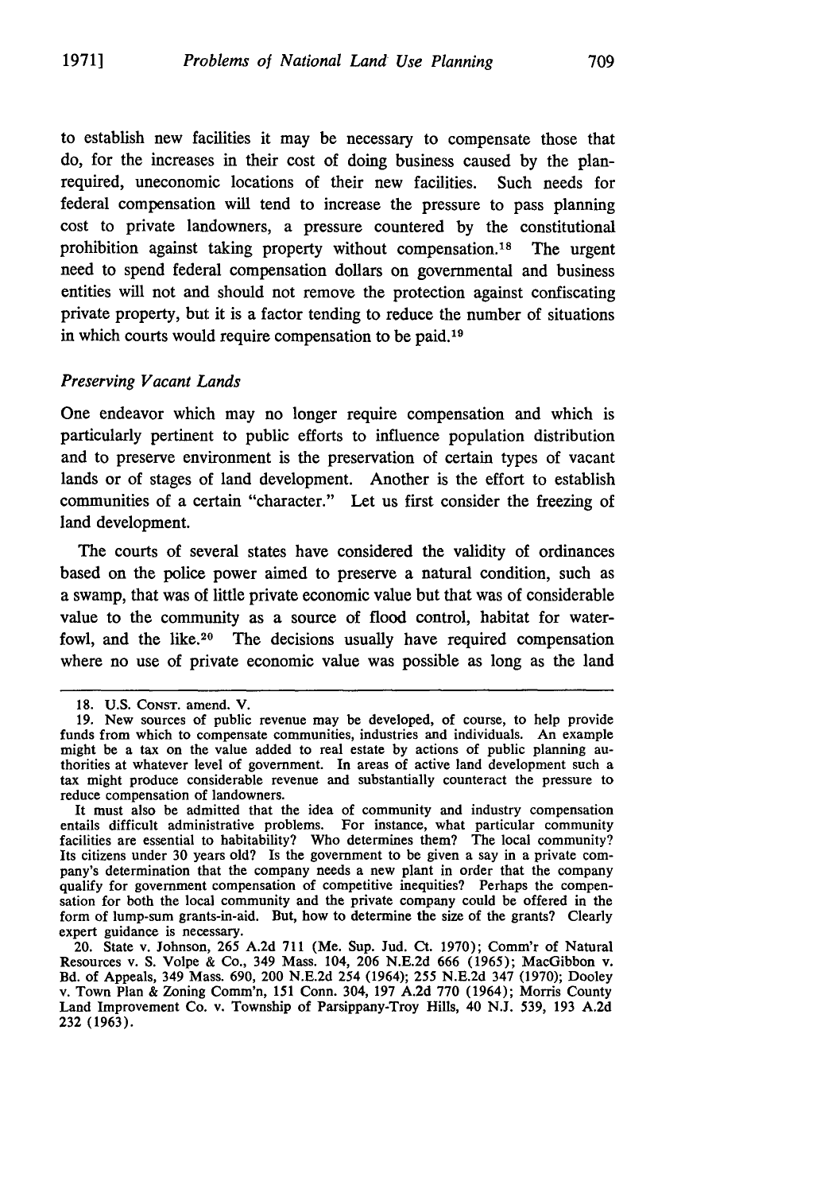to establish new facilities it may be necessary to compensate those that do, for the increases in their cost of doing business caused by the plan-required, uneconomic locations of their new facilities. Such needs for federal compensation will tend to increase the pressure to pass planning cost to private landowners, a pressure countered by the constitutional prohibition against taking property without compensation.[18] The urgent need to spend federal compensation dollars on governmental and business entities will not and should not remove the protection against confiscating private property, but it is a factor tending to reduce the number of situations in which courts would require compensation to be paid.[19]

### *Preserving Vacant Lands*

One endeavor which may no longer require compensation and which is particularly pertinent to public efforts to influence population distribution and to preserve environment is the preservation of certain types of vacant lands or of stages of land development. Another is the effort to establish communities of a certain "character." Let us first consider the freezing of land development.

The courts of several states have considered the validity of ordinances based on the police power aimed to preserve a natural condition, such as a swamp, that was of little private economic value but that was of considerable value to the community as a source of flood control, habitat for water-fowl, and the like.[20] The decisions usually have required compensation where no use of private economic value was possible as long as the land

---

18. U.S. CONST. amend. V.

19. New sources of public revenue may be developed, of course, to help provide funds from which to compensate communities, industries and individuals. An example might be a tax on the value added to real estate by actions of public planning authorities at whatever level of government. In areas of active land development such a tax might produce considerable revenue and substantially counteract the pressure to reduce compensation of landowners.

It must also be admitted that the idea of community and industry compensation entails difficult administrative problems. For instance, what particular community facilities are essential to habitability? Who determines them? The local community? Its citizens under 30 years old? Is the government to be given a say in a private company's determination that the company needs a new plant in order that the company qualify for government compensation of competitive inequities? Perhaps the compensation for both the local community and the private company could be offered in the form of lump-sum grants-in-aid. But, how to determine the size of the grants? Clearly expert guidance is necessary.

20. State v. Johnson, 265 A.2d 711 (Me. Sup. Jud. Ct. 1970); Comm'r of Natural Resources v. S. Volpe & Co., 349 Mass. 104, 206 N.E.2d 666 (1965); MacGibbon v. Bd. of Appeals, 349 Mass. 690, 200 N.E.2d 254 (1964); 255 N.E.2d 347 (1970); Dooley v. Town Plan & Zoning Comm'n, 151 Conn. 304, 197 A.2d 770 (1964); Morris County Land Improvement Co. v. Township of Parsippany-Troy Hills, 40 N.J. 539, 193 A.2d 232 (1963).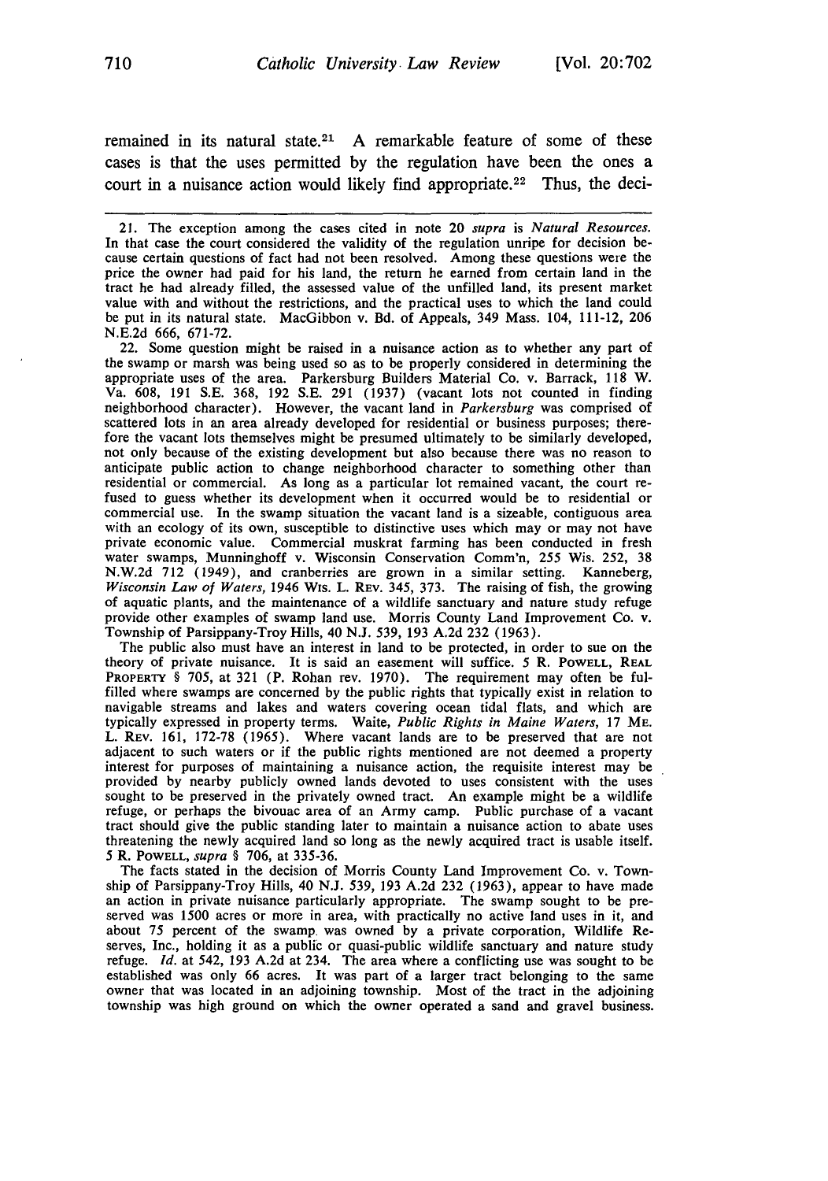remained in its natural state.[21] A remarkable feature of some of these cases is that the uses permitted by the regulation have been the ones a court in a nuisance action would likely find appropriate.[22] Thus, the deci-

---

21. The exception among the cases cited in note 20 *supra* is *Natural Resources.* In that case the court considered the validity of the regulation unripe for decision because certain questions of fact had not been resolved. Among these questions were the price the owner had paid for his land, the return he earned from certain land in the tract he had already filled, the assessed value of the unfilled land, its present market value with and without the restrictions, and the practical uses to which the land could be put in its natural state. MacGibbon v. Bd. of Appeals, 349 Mass. 104, 111-12, 206 N.E.2d 666, 671-72.

22. Some question might be raised in a nuisance action as to whether any part of the swamp or marsh was being used so as to be properly considered in determining the appropriate uses of the area. Parkersburg Builders Material Co. v. Barrack, 118 W. Va. 608, 191 S.E. 368, 192 S.E. 291 (1937) (vacant lots not counted in finding neighborhood character). However, the vacant land in *Parkersburg* was comprised of scattered lots in an area already developed for residential or business purposes; therefore the vacant lots themselves might be presumed ultimately to be similarly developed, not only because of the existing development but also because there was no reason to anticipate public action to change neighborhood character to something other than residential or commercial. As long as a particular lot remained vacant, the court refused to guess whether its development when it occurred would be to residential or commercial use. In the swamp situation the vacant land is a sizeable, contiguous area with an ecology of its own, susceptible to distinctive uses which may or may not have private economic value. Commercial muskrat farming has been conducted in fresh water swamps, Munninghoff v. Wisconsin Conservation Comm'n, 255 Wis. 252, 38 N.W.2d 712 (1949), and cranberries are grown in a similar setting. Kanneberg, *Wisconsin Law of Waters,* 1946 WIS. L. REV. 345, 373. The raising of fish, the growing of aquatic plants, and the maintenance of a wildlife sanctuary and nature study refuge provide other examples of swamp land use. Morris County Land Improvement Co. v. Township of Parsippany-Troy Hills, 40 N.J. 539, 193 A.2d 232 (1963).

The public also must have an interest in land to be protected, in order to sue on the theory of private nuisance. It is said an easement will suffice. 5 R. POWELL, REAL PROPERTY § 705, at 321 (P. Rohan rev. 1970). The requirement may often be fulfilled where swamps are concerned by the public rights that typically exist in relation to navigable streams and lakes and waters covering ocean tidal flats, and which are typically expressed in property terms. Waite, *Public Rights in Maine Waters,* 17 ME. L. REV. 161, 172-78 (1965). Where vacant lands are to be preserved that are not adjacent to such waters or if the public rights mentioned are not deemed a property interest for purposes of maintaining a nuisance action, the requisite interest may be provided by nearby publicly owned lands devoted to uses consistent with the uses sought to be preserved in the privately owned tract. An example might be a wildlife refuge, or perhaps the bivouac area of an Army camp. Public purchase of a vacant tract should give the public standing later to maintain a nuisance action to abate uses threatening the newly acquired land so long as the newly acquired tract is usable itself. 5 R. POWELL, *supra* § 706, at 335-36.

The facts stated in the decision of Morris County Land Improvement Co. v. Township of Parsippany-Troy Hills, 40 N.J. 539, 193 A.2d 232 (1963), appear to have made an action in private nuisance particularly appropriate. The swamp sought to be preserved was 1500 acres or more in area, with practically no active land uses in it, and about 75 percent of the swamp was owned by a private corporation, Wildlife Preserves, Inc., holding it as a public or quasi-public wildlife sanctuary and nature study refuge. *Id.* at 542, 193 A.2d at 234. The area where a conflicting use was sought to be established was only 66 acres. It was part of a larger tract belonging to the same owner that was located in an adjoining township. Most of the tract in the adjoining township was high ground on which the owner operated a sand and gravel business.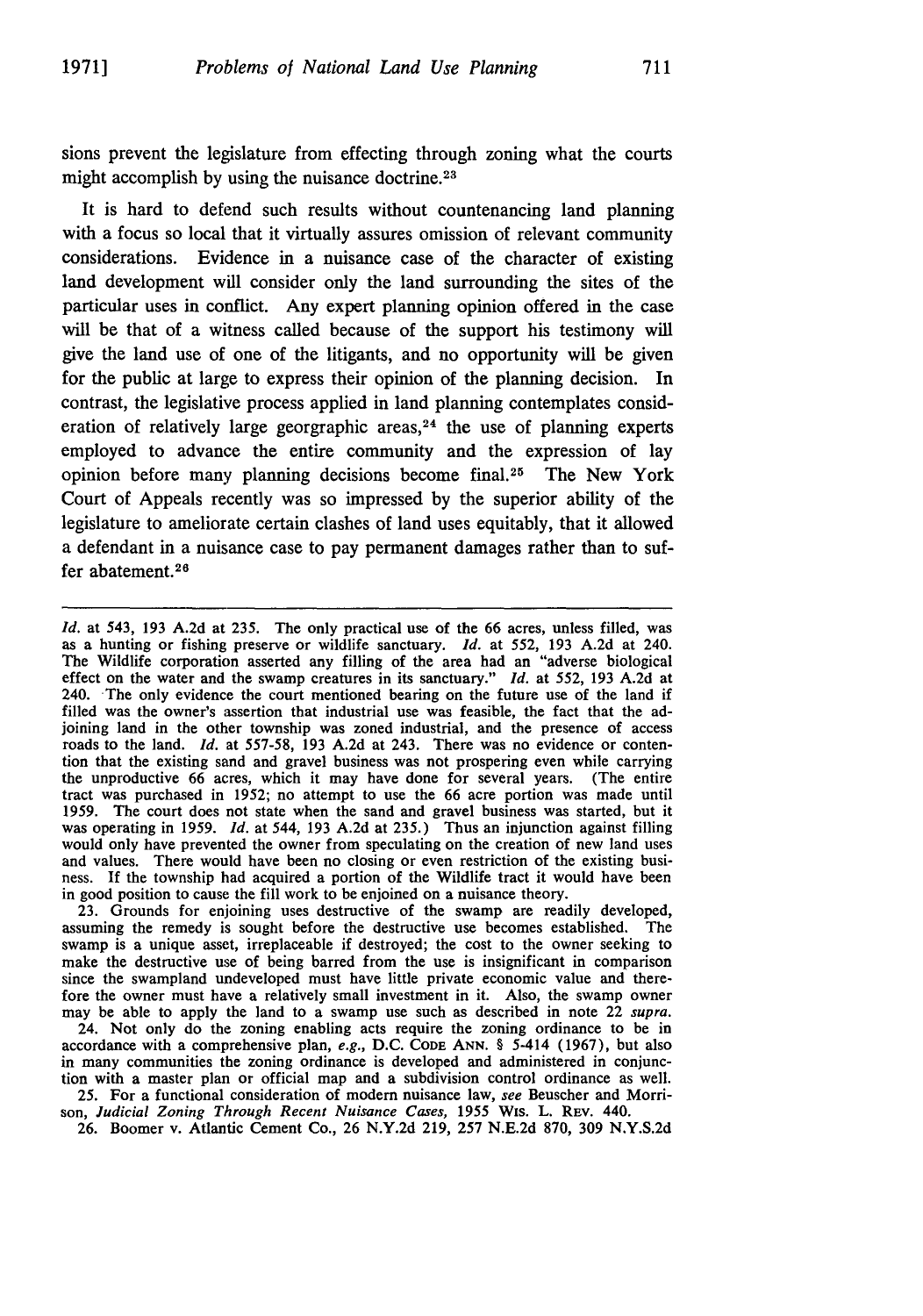sions prevent the legislature from effecting through zoning what the courts might accomplish by using the nuisance doctrine.[23]

It is hard to defend such results without countenancing land planning with a focus so local that it virtually assures omission of relevant community considerations. Evidence in a nuisance case of the character of existing land development will consider only the land surrounding the sites of the particular uses in conflict. Any expert planning opinion offered in the case will be that of a witness called because of the support his testimony will give the land use of one of the litigants, and no opportunity will be given for the public at large to express their opinion of the planning decision. In contrast, the legislative process applied in land planning contemplates consideration of relatively large georgraphic areas,[24] the use of planning experts employed to advance the entire community and the expression of lay opinion before many planning decisions become final.[25] The New York Court of Appeals recently was so impressed by the superior ability of the legislature to ameliorate certain clashes of land uses equitably, that it allowed a defendant in a nuisance case to pay permanent damages rather than to suffer abatement.[26]

---

*Id.* at 543, 193 A.2d at 235. The only practical use of the 66 acres, unless filled, was as a hunting or fishing preserve or wildlife sanctuary. *Id.* at 552, 193 A.2d at 240. The Wildlife corporation asserted any filling of the area had an "adverse biological effect on the water and the swamp creatures in its sanctuary." *Id.* at 552, 193 A.2d at 240. The only evidence the court mentioned bearing on the future use of the land if filled was the owner's assertion that industrial use was feasible, the fact that the adjoining land in the other township was zoned industrial, and the presence of access roads to the land. *Id.* at 557-58, 193 A.2d at 243. There was no evidence or contention that the existing sand and gravel business was not prospering even while carrying the unproductive 66 acres, which it may have done for several years. (The entire tract was purchased in 1952; no attempt to use the 66 acre portion was made until 1959. The court does not state when the sand and gravel business was started, but it was operating in 1959. *Id.* at 544, 193 A.2d at 235.) Thus an injunction against filling would only have prevented the owner from speculating on the creation of new land uses and values. There would have been no closing or even restriction of the existing business. If the township had acquired a portion of the Wildlife tract it would have been in good position to cause the fill work to be enjoined on a nuisance theory.

23. Grounds for enjoining uses destructive of the swamp are readily developed, assuming the remedy is sought before the destructive use becomes established. The swamp is a unique asset, irreplaceable if destroyed; the cost to the owner seeking to make the destructive use of being barred from the use is insignificant in comparison since the swampland undeveloped must have little private economic value and therefore the owner must have a relatively small investment in it. Also, the swamp owner may be able to apply the land to a swamp use such as described in note 22 *supra*.

24. Not only do the zoning enabling acts require the zoning ordinance to be in accordance with a comprehensive plan, *e.g.*, D.C. CODE ANN. § 5-414 (1967), but also in many communities the zoning ordinance is developed and administered in conjunction with a master plan or official map and a subdivision control ordinance as well.

25. For a functional consideration of modern nuisance law, *see* Beuscher and Morrison, *Judicial Zoning Through Recent Nuisance Cases*, 1955 WIS. L. REV. 440.

26. Boomer v. Atlantic Cement Co., 26 N.Y.2d 219, 257 N.E.2d 870, 309 N.Y.S.2d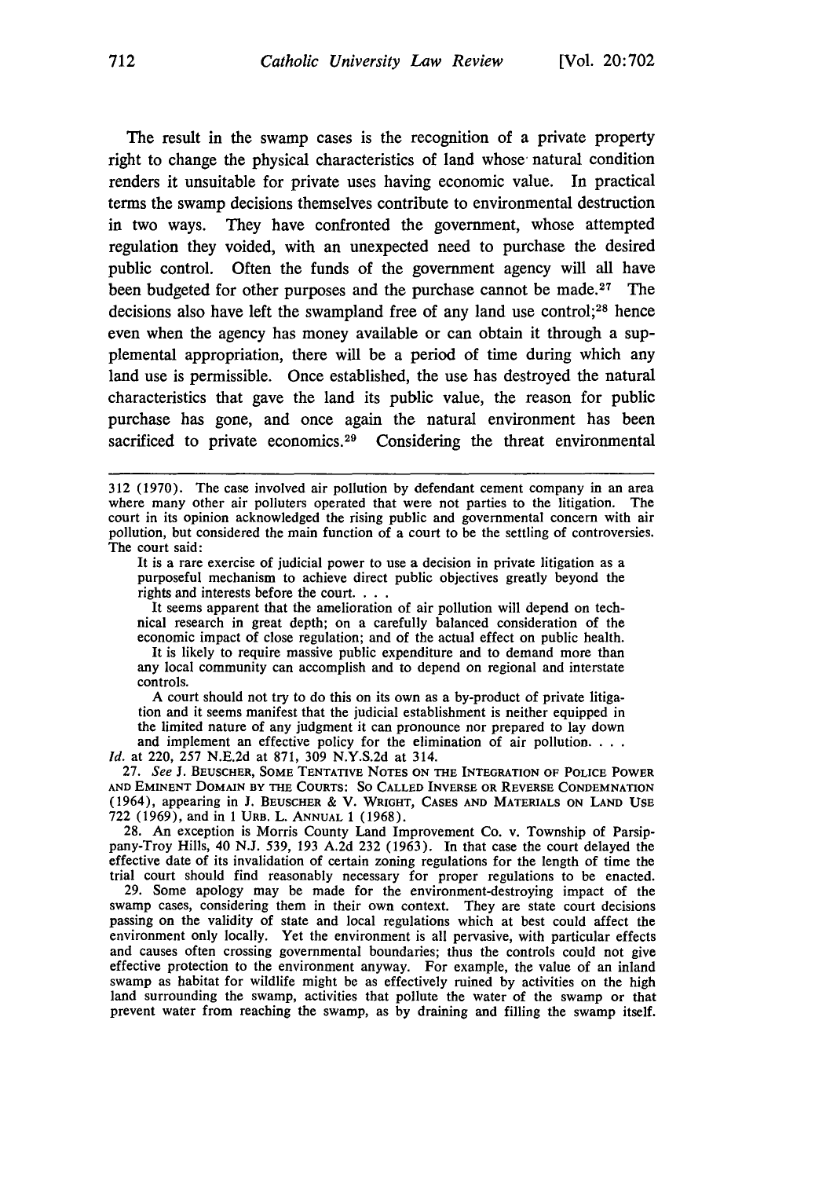The result in the swamp cases is the recognition of a private property right to change the physical characteristics of land whose natural condition renders it unsuitable for private uses having economic value. In practical terms the swamp decisions themselves contribute to environmental destruction in two ways. They have confronted the government, whose attempted regulation they voided, with an unexpected need to purchase the desired public control. Often the funds of the government agency will all have been budgeted for other purposes and the purchase cannot be made.[27] The decisions also have left the swampland free of any land use control;[28] hence even when the agency has money available or can obtain it through a supplemental appropriation, there will be a period of time during which any land use is permissible. Once established, the use has destroyed the natural characteristics that gave the land its public value, the reason for public purchase has gone, and once again the natural environment has been sacrificed to private economics.[29] Considering the threat environmental

---

312 (1970). The case involved air pollution by defendant cement company in an area where many other air polluters operated that were not parties to the litigation. The court in its opinion acknowledged the rising public and governmental concern with air pollution, but considered the main function of a court to be the settling of controversies. The court said:

> It is a rare exercise of judicial power to use a decision in private litigation as a purposeful mechanism to achieve direct public objectives greatly beyond the rights and interests before the court. . . .
>
> It seems apparent that the amelioration of air pollution will depend on technical research in great depth; on a carefully balanced consideration of the economic impact of close regulation; and of the actual effect on public health.
>
> It is likely to require massive public expenditure and to demand more than any local community can accomplish and to depend on regional and interstate controls.
>
> A court should not try to do this on its own as a by-product of private litigation and it seems manifest that the judicial establishment is neither equipped in the limited nature of any judgment it can pronounce nor prepared to lay down and implement an effective policy for the elimination of air pollution. . . .

*Id.* at 220, 257 N.E.2d at 871, 309 N.Y.S.2d at 314.

27. *See* J. BEUSCHER, SOME TENTATIVE NOTES ON THE INTEGRATION OF POLICE POWER AND EMINENT DOMAIN BY THE COURTS: SO CALLED INVERSE OR REVERSE CONDEMNATION (1964), appearing in J. BEUSCHER & V. WRIGHT, CASES AND MATERIALS ON LAND USE 722 (1969), and in 1 URB. L. ANNUAL 1 (1968).

28. An exception is Morris County Land Improvement Co. v. Township of Parsippany-Troy Hills, 40 N.J. 539, 193 A.2d 232 (1963). In that case the court delayed the effective date of its invalidation of certain zoning regulations for the length of time the trial court should find reasonably necessary for proper regulations to be enacted.

29. Some apology may be made for the environment-destroying impact of the swamp cases, considering them in their own context. They are state court decisions passing on the validity of state and local regulations which at best could affect the environment only locally. Yet the environment is all pervasive, with particular effects and causes often crossing governmental boundaries; thus the controls could not give effective protection to the environment anyway. For example, the value of an inland swamp as habitat for wildlife might be as effectively ruined by activities on the high land surrounding the swamp, activities that pollute the water of the swamp or that prevent water from reaching the swamp, as by draining and filling the swamp itself.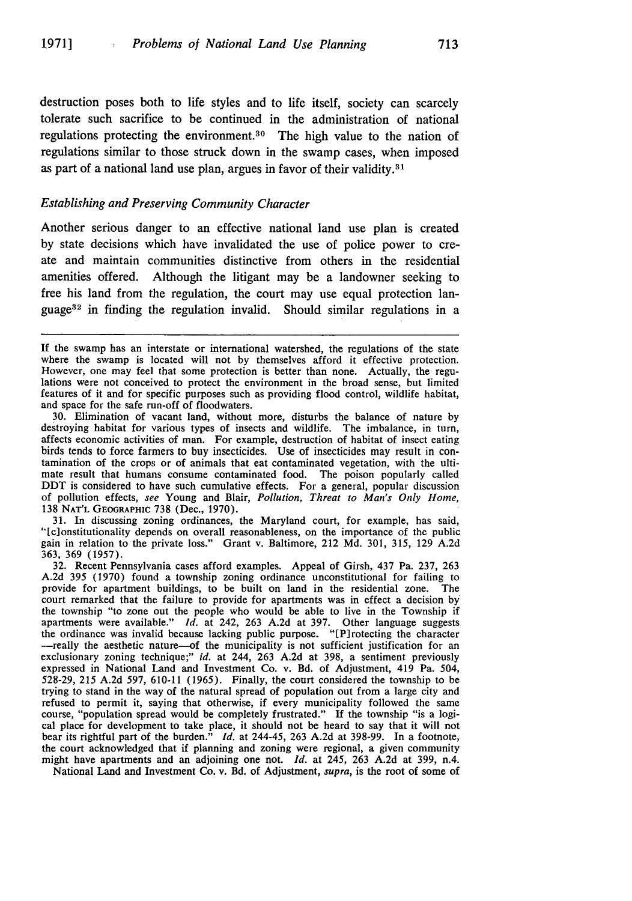destruction poses both to life styles and to life itself, society can scarcely tolerate such sacrifice to be continued in the administration of national regulations protecting the environment.[30] The high value to the nation of regulations similar to those struck down in the swamp cases, when imposed as part of a national land use plan, argues in favor of their validity.[31]

### *Establishing and Preserving Community Character*

Another serious danger to an effective national land use plan is created by state decisions which have invalidated the use of police power to create and maintain communities distinctive from others in the residential amenities offered. Although the litigant may be a landowner seeking to free his land from the regulation, the court may use equal protection language[32] in finding the regulation invalid. Should similar regulations in a

---

If the swamp has an interstate or international watershed, the regulations of the state where the swamp is located will not by themselves afford it effective protection. However, one may feel that some protection is better than none. Actually, the regulations were not conceived to protect the environment in the broad sense, but limited features of it and for specific purposes such as providing flood control, wildlife habitat, and space for the safe run-off of floodwaters.

30. Elimination of vacant land, without more, disturbs the balance of nature by destroying habitat for various types of insects and wildlife. The imbalance, in turn, affects economic activities of man. For example, destruction of habitat of insect eating birds tends to force farmers to buy insecticides. Use of insecticides may result in contamination of the crops or of animals that eat contaminated vegetation, with the ultimate result that humans consume contaminated food. The poison popularly called DDT is considered to have such cumulative effects. For a general, popular discussion of pollution effects, *see* Young and Blair, *Pollution, Threat to Man's Only Home*, 138 NAT'L GEOGRAPHIC 738 (Dec., 1970).

31. In discussing zoning ordinances, the Maryland court, for example, has said, "[c]onstitutionality depends on overall reasonableness, on the importance of the public gain in relation to the private loss." Grant v. Baltimore, 212 Md. 301, 315, 129 A.2d 363, 369 (1957).

32. Recent Pennsylvania cases afford examples. Appeal of Girsh, 437 Pa. 237, 263 A.2d 395 (1970) found a township zoning ordinance unconstitutional for failing to provide for apartment buildings, to be built on land in the residential zone. The court remarked that the failure to provide for apartments was in effect a decision by the township "to zone out the people who would be able to live in the Township if apartments were available." *Id.* at 242, 263 A.2d at 397. Other language suggests the ordinance was invalid because lacking public purpose. "[P]rotecting the character —really the aesthetic nature—of the municipality is not sufficient justification for an exclusionary zoning technique;" *id.* at 244, 263 A.2d at 398, a sentiment previously expressed in National Land and Investment Co. v. Bd. of Adjustment, 419 Pa. 504, 528-29, 215 A.2d 597, 610-11 (1965). Finally, the court considered the township to be trying to stand in the way of the natural spread of population out from a large city and refused to permit it, saying that otherwise, if every municipality followed the same course, "population spread would be completely frustrated." If the township "is a logical place for development to take place, it should not be heard to say that it will not bear its rightful part of the burden." *Id.* at 244-45, 263 A.2d at 398-99. In a footnote, the court acknowledged that if planning and zoning were regional, a given community might have apartments and an adjoining one not. *Id.* at 245, 263 A.2d at 399, n.4.

National Land and Investment Co. v. Bd. of Adjustment, *supra*, is the root of some of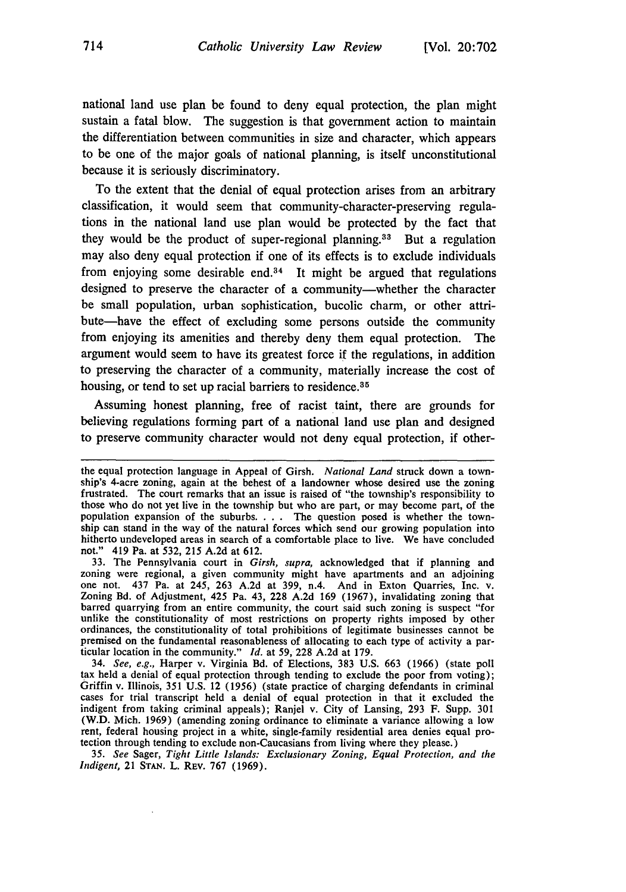national land use plan be found to deny equal protection, the plan might sustain a fatal blow. The suggestion is that government action to maintain the differentiation between communities in size and character, which appears to be one of the major goals of national planning, is itself unconstitutional because it is seriously discriminatory.

To the extent that the denial of equal protection arises from an arbitrary classification, it would seem that community-character-preserving regulations in the national land use plan would be protected by the fact that they would be the product of super-regional planning.[33] But a regulation may also deny equal protection if one of its effects is to exclude individuals from enjoying some desirable end.[34] It might be argued that regulations designed to preserve the character of a community—whether the character be small population, urban sophistication, bucolic charm, or other attribute—have the effect of excluding some persons outside the community from enjoying its amenities and thereby deny them equal protection. The argument would seem to have its greatest force if the regulations, in addition to preserving the character of a community, materially increase the cost of housing, or tend to set up racial barriers to residence.[35]

Assuming honest planning, free of racist taint, there are grounds for believing regulations forming part of a national land use plan and designed to preserve community character would not deny equal protection, if other-

---

the equal protection language in Appeal of Girsh. *National Land* struck down a township's 4-acre zoning, again at the behest of a landowner whose desired use the zoning frustrated. The court remarks that an issue is raised of "the township's responsibility to those who do not yet live in the township but who are part, or may become part, of the population expansion of the suburbs. . . . The question posed is whether the township can stand in the way of the natural forces which send our growing population into hitherto undeveloped areas in search of a comfortable place to live. We have concluded not." 419 Pa. at 532, 215 A.2d at 612.

33. The Pennsylvania court in *Girsh, supra,* acknowledged that if planning and zoning were regional, a given community might have apartments and an adjoining one not. 437 Pa. at 245, 263 A.2d at 399, n.4. And in Exton Quarries, Inc. v. Zoning Bd. of Adjustment, 425 Pa. 43, 228 A.2d 169 (1967), invalidating zoning that barred quarrying from an entire community, the court said such zoning is suspect "for unlike the constitutionality of most restrictions on property rights imposed by other ordinances, the constitutionality of total prohibitions of legitimate businesses cannot be premised on the fundamental reasonableness of allocating to each type of activity a particular location in the community." *Id.* at 59, 228 A.2d at 179.

34. *See, e.g.,* Harper v. Virginia Bd. of Elections, 383 U.S. 663 (1966) (state poll tax held a denial of equal protection through tending to exclude the poor from voting); Griffin v. Illinois, 351 U.S. 12 (1956) (state practice of charging defendants in criminal cases for trial transcript held a denial of equal protection in that it excluded the indigent from taking criminal appeals); Ranjel v. City of Lansing, 293 F. Supp. 301 (W.D. Mich. 1969) (amending zoning ordinance to eliminate a variance allowing a low rent, federal housing project in a white, single-family residential area denies equal protection through tending to exclude non-Caucasians from living where they please.)

35. *See* Sager, *Tight Little Islands: Exclusionary Zoning, Equal Protection, and the Indigent,* 21 STAN. L. REV. 767 (1969).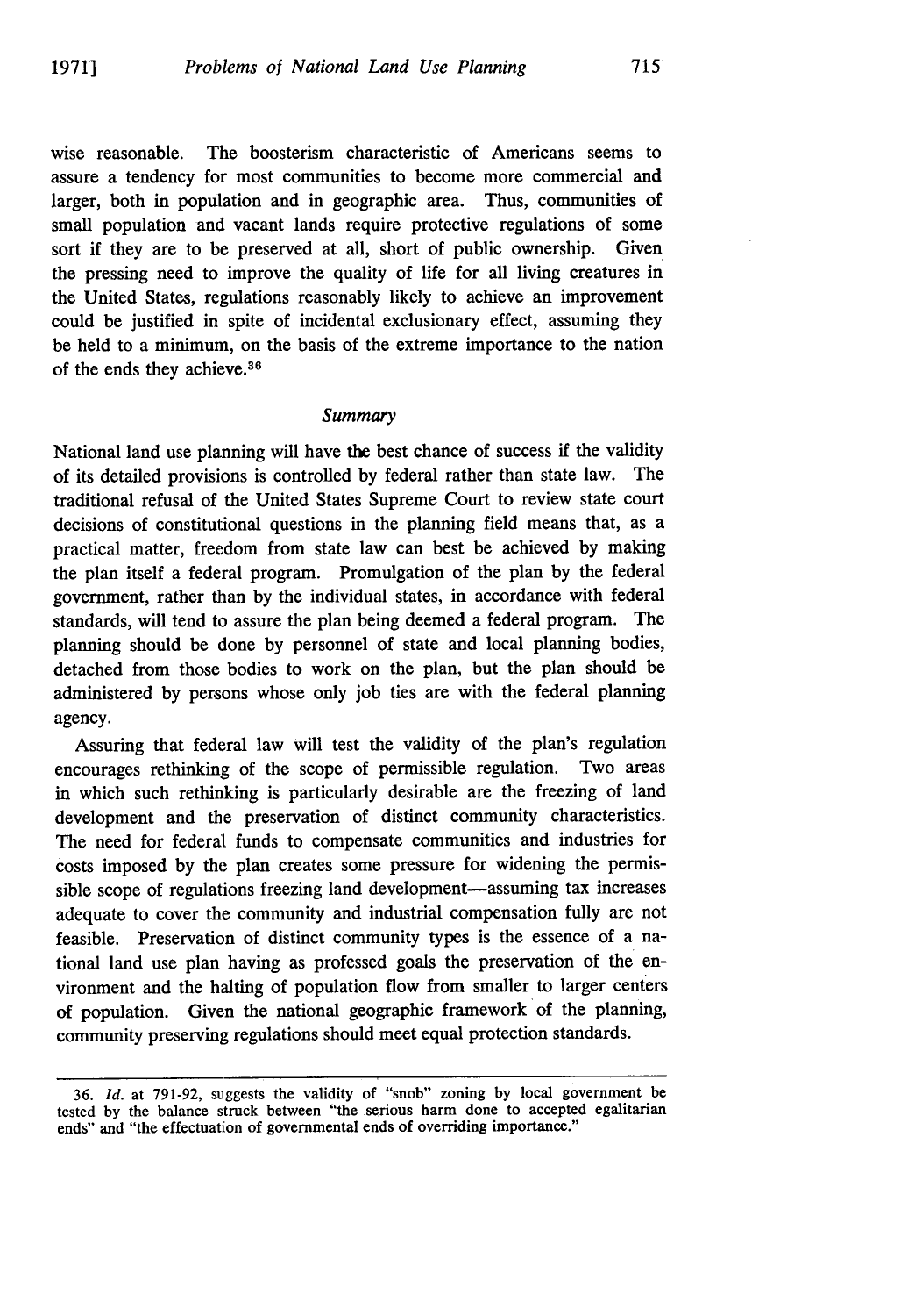wise reasonable. The boosterism characteristic of Americans seems to assure a tendency for most communities to become more commercial and larger, both in population and in geographic area. Thus, communities of small population and vacant lands require protective regulations of some sort if they are to be preserved at all, short of public ownership. Given the pressing need to improve the quality of life for all living creatures in the United States, regulations reasonably likely to achieve an improvement could be justified in spite of incidental exclusionary effect, assuming they be held to a minimum, on the basis of the extreme importance to the nation of the ends they achieve.[36]

### *Summary*

National land use planning will have the best chance of success if the validity of its detailed provisions is controlled by federal rather than state law. The traditional refusal of the United States Supreme Court to review state court decisions of constitutional questions in the planning field means that, as a practical matter, freedom from state law can best be achieved by making the plan itself a federal program. Promulgation of the plan by the federal government, rather than by the individual states, in accordance with federal standards, will tend to assure the plan being deemed a federal program. The planning should be done by personnel of state and local planning bodies, detached from those bodies to work on the plan, but the plan should be administered by persons whose only job ties are with the federal planning agency.

Assuring that federal law will test the validity of the plan's regulation encourages rethinking of the scope of permissible regulation. Two areas in which such rethinking is particularly desirable are the freezing of land development and the preservation of distinct community characteristics. The need for federal funds to compensate communities and industries for costs imposed by the plan creates some pressure for widening the permissible scope of regulations freezing land development—assuming tax increases adequate to cover the community and industrial compensation fully are not feasible. Preservation of distinct community types is the essence of a national land use plan having as professed goals the preservation of the environment and the halting of population flow from smaller to larger centers of population. Given the national geographic framework of the planning, community preserving regulations should meet equal protection standards.

---

36. *Id.* at 791-92, suggests the validity of "snob" zoning by local government be tested by the balance struck between "the serious harm done to accepted egalitarian ends" and "the effectuation of governmental ends of overriding importance."